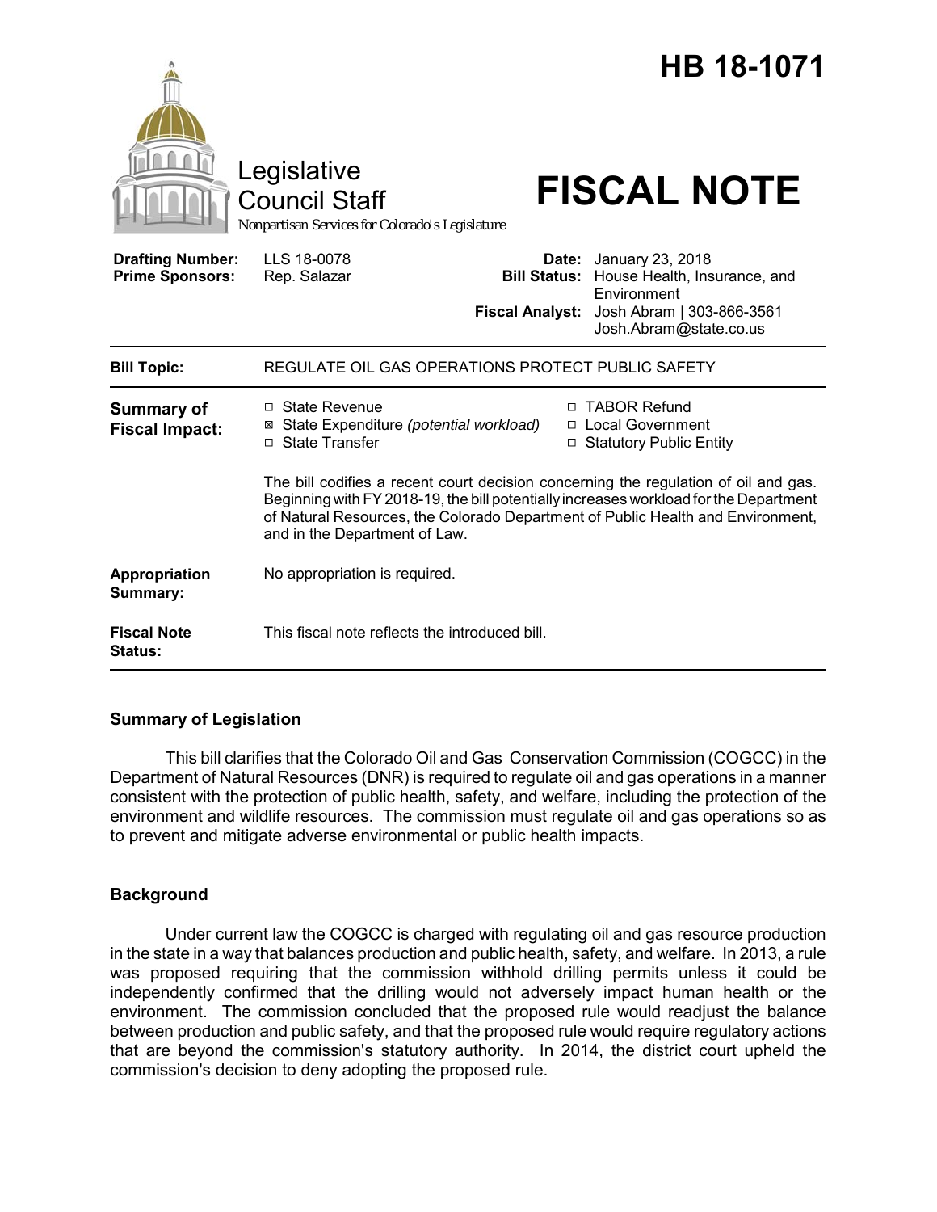# HB 18-1071

Legislative Council Staff

Nonpartisan Services for Colorado's Legislature

# FISCAL NOTE

| | | | |
|---|---|---|---|
| **Drafting Number:** | LLS 18-0078 | **Date:** | January 23, 2018 |
| **Prime Sponsors:** | Rep. Salazar | **Bill Status:** | House Health, Insurance, and Environment |
| | | **Fiscal Analyst:** | Josh Abram \| 303-866-3561 Josh.Abram@state.co.us |

| | |
|---|---|
| **Bill Topic:** | REGULATE OIL GAS OPERATIONS PROTECT PUBLIC SAFETY |
| **Summary of Fiscal Impact:** | ☐ State Revenue<br>☒ State Expenditure *(potential workload)*<br>☐ State Transfer<br>☐ TABOR Refund<br>☐ Local Government<br>☐ Statutory Public Entity<br><br>The bill codifies a recent court decision concerning the regulation of oil and gas. Beginning with FY 2018-19, the bill potentially increases workload for the Department of Natural Resources, the Colorado Department of Public Health and Environment, and in the Department of Law. |
| **Appropriation Summary:** | No appropriation is required. |
| **Fiscal Note Status:** | This fiscal note reflects the introduced bill. |

## Summary of Legislation

This bill clarifies that the Colorado Oil and Gas Conservation Commission (COGCC) in the Department of Natural Resources (DNR) is required to regulate oil and gas operations in a manner consistent with the protection of public health, safety, and welfare, including the protection of the environment and wildlife resources. The commission must regulate oil and gas operations so as to prevent and mitigate adverse environmental or public health impacts.

## Background

Under current law the COGCC is charged with regulating oil and gas resource production in the state in a way that balances production and public health, safety, and welfare. In 2013, a rule was proposed requiring that the commission withhold drilling permits unless it could be independently confirmed that the drilling would not adversely impact human health or the environment. The commission concluded that the proposed rule would readjust the balance between production and public safety, and that the proposed rule would require regulatory actions that are beyond the commission's statutory authority. In 2014, the district court upheld the commission's decision to deny adopting the proposed rule.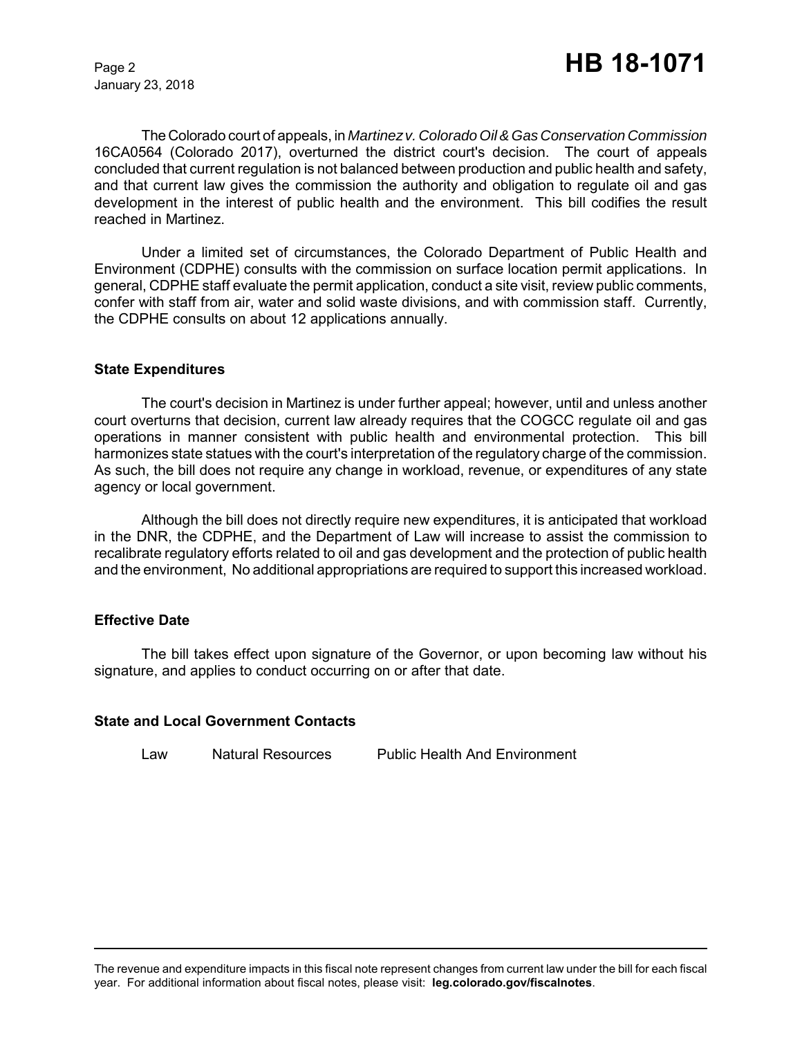The Colorado court of appeals, in *Martinez v. Colorado Oil & Gas Conservation Commission* 16CA0564 (Colorado 2017), overturned the district court's decision. The court of appeals concluded that current regulation is not balanced between production and public health and safety, and that current law gives the commission the authority and obligation to regulate oil and gas development in the interest of public health and the environment. This bill codifies the result reached in Martinez.

Under a limited set of circumstances, the Colorado Department of Public Health and Environment (CDPHE) consults with the commission on surface location permit applications. In general, CDPHE staff evaluate the permit application, conduct a site visit, review public comments, confer with staff from air, water and solid waste divisions, and with commission staff. Currently, the CDPHE consults on about 12 applications annually.

**State Expenditures**

The court's decision in Martinez is under further appeal; however, until and unless another court overturns that decision, current law already requires that the COGCC regulate oil and gas operations in manner consistent with public health and environmental protection. This bill harmonizes state statues with the court's interpretation of the regulatory charge of the commission. As such, the bill does not require any change in workload, revenue, or expenditures of any state agency or local government.

Although the bill does not directly require new expenditures, it is anticipated that workload in the DNR, the CDPHE, and the Department of Law will increase to assist the commission to recalibrate regulatory efforts related to oil and gas development and the protection of public health and the environment, No additional appropriations are required to support this increased workload.

**Effective Date**

The bill takes effect upon signature of the Governor, or upon becoming law without his signature, and applies to conduct occurring on or after that date.

**State and Local Government Contacts**

Law &nbsp;&nbsp;&nbsp; Natural Resources &nbsp;&nbsp;&nbsp; Public Health And Environment

The revenue and expenditure impacts in this fiscal note represent changes from current law under the bill for each fiscal year. For additional information about fiscal notes, please visit: **leg.colorado.gov/fiscalnotes**.